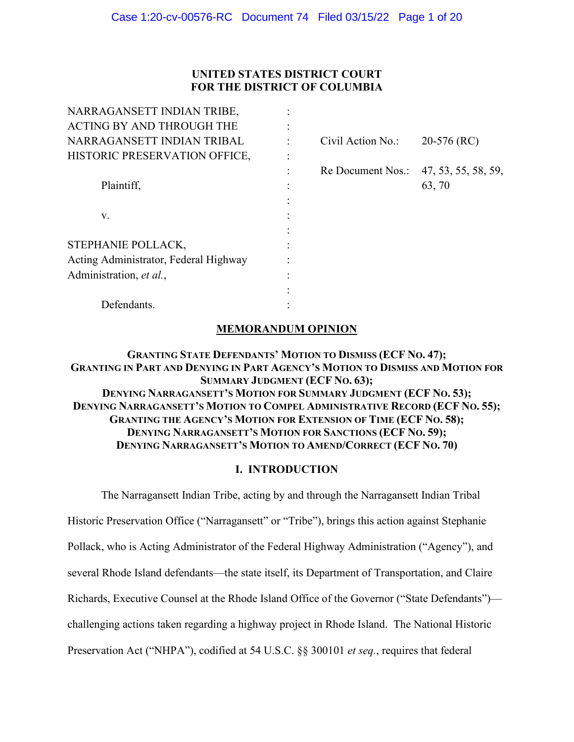**UNITED STATES DISTRICT COURT**
**FOR THE DISTRICT OF COLUMBIA**

| | | | |
|---|---|---|---|
| NARRAGANSETT INDIAN TRIBE, ACTING BY AND THROUGH THE NARRAGANSETT INDIAN TRIBAL HISTORIC PRESERVATION OFFICE, | : | Civil Action No.: | 20-576 (RC) |
| Plaintiff, | : | Re Document Nos.: | 47, 53, 55, 58, 59, 63, 70 |
| v. | : | | |
| STEPHANIE POLLACK, Acting Administrator, Federal Highway Administration, *et al.*, | : | | |
| Defendants. | : | | |

# MEMORANDUM OPINION

**GRANTING STATE DEFENDANTS' MOTION TO DISMISS (ECF NO. 47);**
**GRANTING IN PART AND DENYING IN PART AGENCY'S MOTION TO DISMISS AND MOTION FOR SUMMARY JUDGMENT (ECF NO. 63);**
**DENYING NARRAGANSETT'S MOTION FOR SUMMARY JUDGMENT (ECF NO. 53);**
**DENYING NARRAGANSETT'S MOTION TO COMPEL ADMINISTRATIVE RECORD (ECF NO. 55);**
**GRANTING THE AGENCY'S MOTION FOR EXTENSION OF TIME (ECF NO. 58);**
**DENYING NARRAGANSETT'S MOTION FOR SANCTIONS (ECF NO. 59);**
**DENYING NARRAGANSETT'S MOTION TO AMEND/CORRECT (ECF NO. 70)**

## I. INTRODUCTION

The Narragansett Indian Tribe, acting by and through the Narragansett Indian Tribal Historic Preservation Office ("Narragansett" or "Tribe"), brings this action against Stephanie Pollack, who is Acting Administrator of the Federal Highway Administration ("Agency"), and several Rhode Island defendants—the state itself, its Department of Transportation, and Claire Richards, Executive Counsel at the Rhode Island Office of the Governor ("State Defendants")—challenging actions taken regarding a highway project in Rhode Island. The National Historic Preservation Act ("NHPA"), codified at 54 U.S.C. §§ 300101 *et seq.*, requires that federal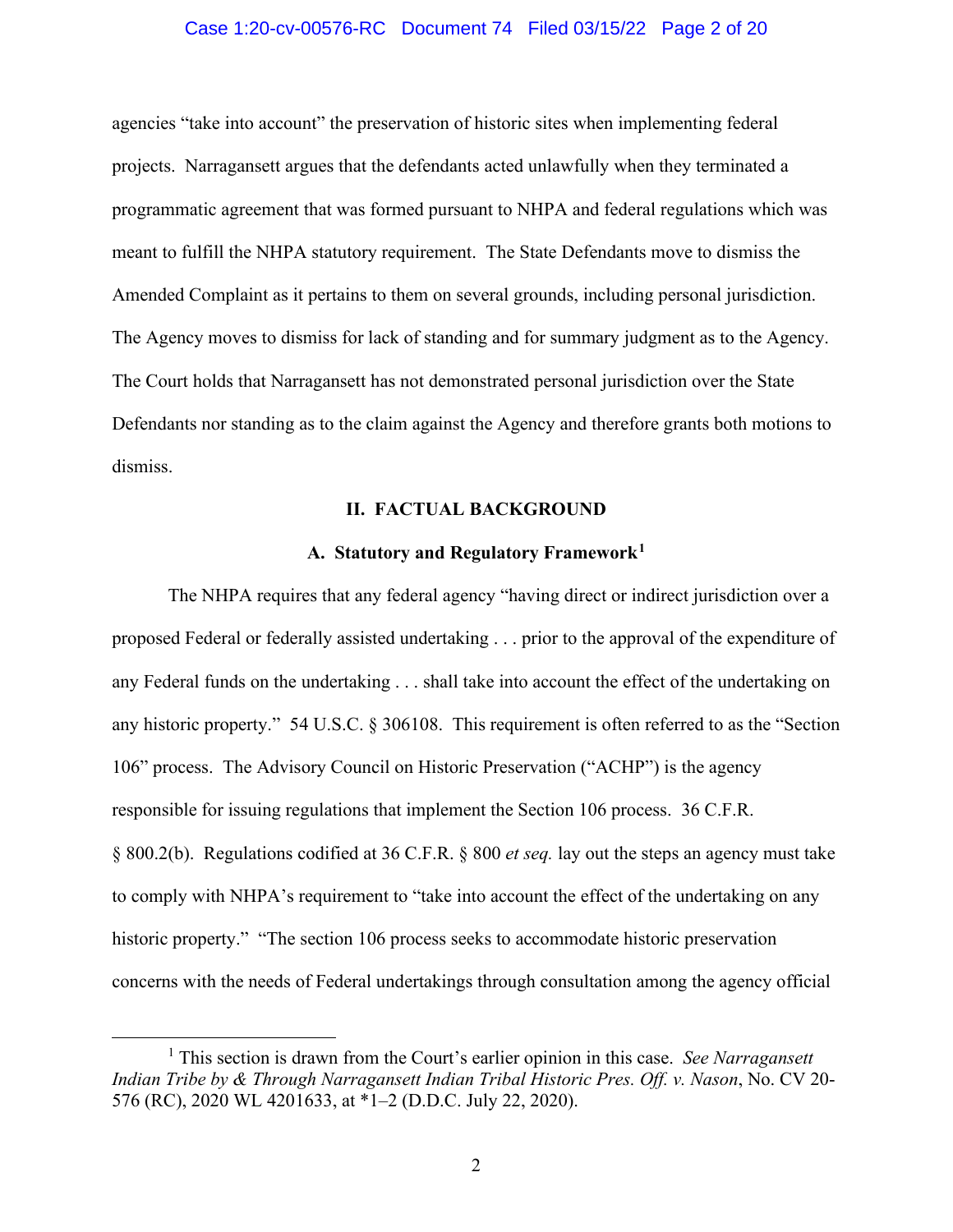agencies "take into account" the preservation of historic sites when implementing federal projects. Narragansett argues that the defendants acted unlawfully when they terminated a programmatic agreement that was formed pursuant to NHPA and federal regulations which was meant to fulfill the NHPA statutory requirement. The State Defendants move to dismiss the Amended Complaint as it pertains to them on several grounds, including personal jurisdiction. The Agency moves to dismiss for lack of standing and for summary judgment as to the Agency. The Court holds that Narragansett has not demonstrated personal jurisdiction over the State Defendants nor standing as to the claim against the Agency and therefore grants both motions to dismiss.

## II. FACTUAL BACKGROUND

### A. Statutory and Regulatory Framework[1]

The NHPA requires that any federal agency "having direct or indirect jurisdiction over a proposed Federal or federally assisted undertaking . . . prior to the approval of the expenditure of any Federal funds on the undertaking . . . shall take into account the effect of the undertaking on any historic property." 54 U.S.C. § 306108. This requirement is often referred to as the "Section 106" process. The Advisory Council on Historic Preservation ("ACHP") is the agency responsible for issuing regulations that implement the Section 106 process. 36 C.F.R. § 800.2(b). Regulations codified at 36 C.F.R. § 800 *et seq.* lay out the steps an agency must take to comply with NHPA's requirement to "take into account the effect of the undertaking on any historic property." "The section 106 process seeks to accommodate historic preservation concerns with the needs of Federal undertakings through consultation among the agency official

[1] This section is drawn from the Court's earlier opinion in this case. *See Narragansett Indian Tribe by & Through Narragansett Indian Tribal Historic Pres. Off. v. Nason*, No. CV 20-576 (RC), 2020 WL 4201633, at *1–2 (D.D.C. July 22, 2020).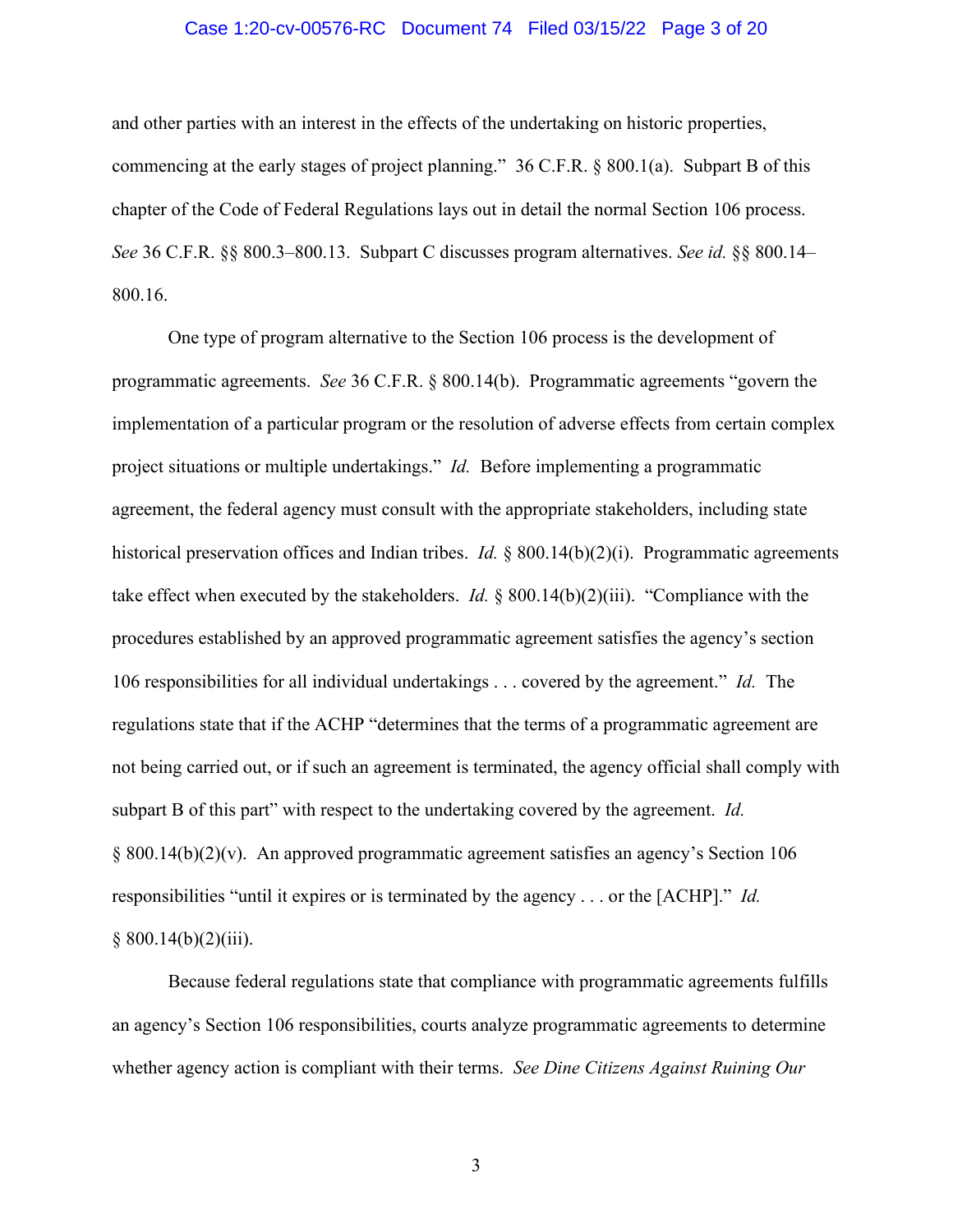and other parties with an interest in the effects of the undertaking on historic properties, commencing at the early stages of project planning." 36 C.F.R. § 800.1(a). Subpart B of this chapter of the Code of Federal Regulations lays out in detail the normal Section 106 process. *See* 36 C.F.R. §§ 800.3–800.13. Subpart C discusses program alternatives. *See id.* §§ 800.14–800.16.

One type of program alternative to the Section 106 process is the development of programmatic agreements. *See* 36 C.F.R. § 800.14(b). Programmatic agreements "govern the implementation of a particular program or the resolution of adverse effects from certain complex project situations or multiple undertakings." *Id.* Before implementing a programmatic agreement, the federal agency must consult with the appropriate stakeholders, including state historical preservation offices and Indian tribes. *Id.* § 800.14(b)(2)(i). Programmatic agreements take effect when executed by the stakeholders. *Id.* § 800.14(b)(2)(iii). "Compliance with the procedures established by an approved programmatic agreement satisfies the agency's section 106 responsibilities for all individual undertakings . . . covered by the agreement." *Id.* The regulations state that if the ACHP "determines that the terms of a programmatic agreement are not being carried out, or if such an agreement is terminated, the agency official shall comply with subpart B of this part" with respect to the undertaking covered by the agreement. *Id.* § 800.14(b)(2)(v). An approved programmatic agreement satisfies an agency's Section 106 responsibilities "until it expires or is terminated by the agency . . . or the [ACHP]." *Id.* § 800.14(b)(2)(iii).

Because federal regulations state that compliance with programmatic agreements fulfills an agency's Section 106 responsibilities, courts analyze programmatic agreements to determine whether agency action is compliant with their terms. *See Dine Citizens Against Ruining Our*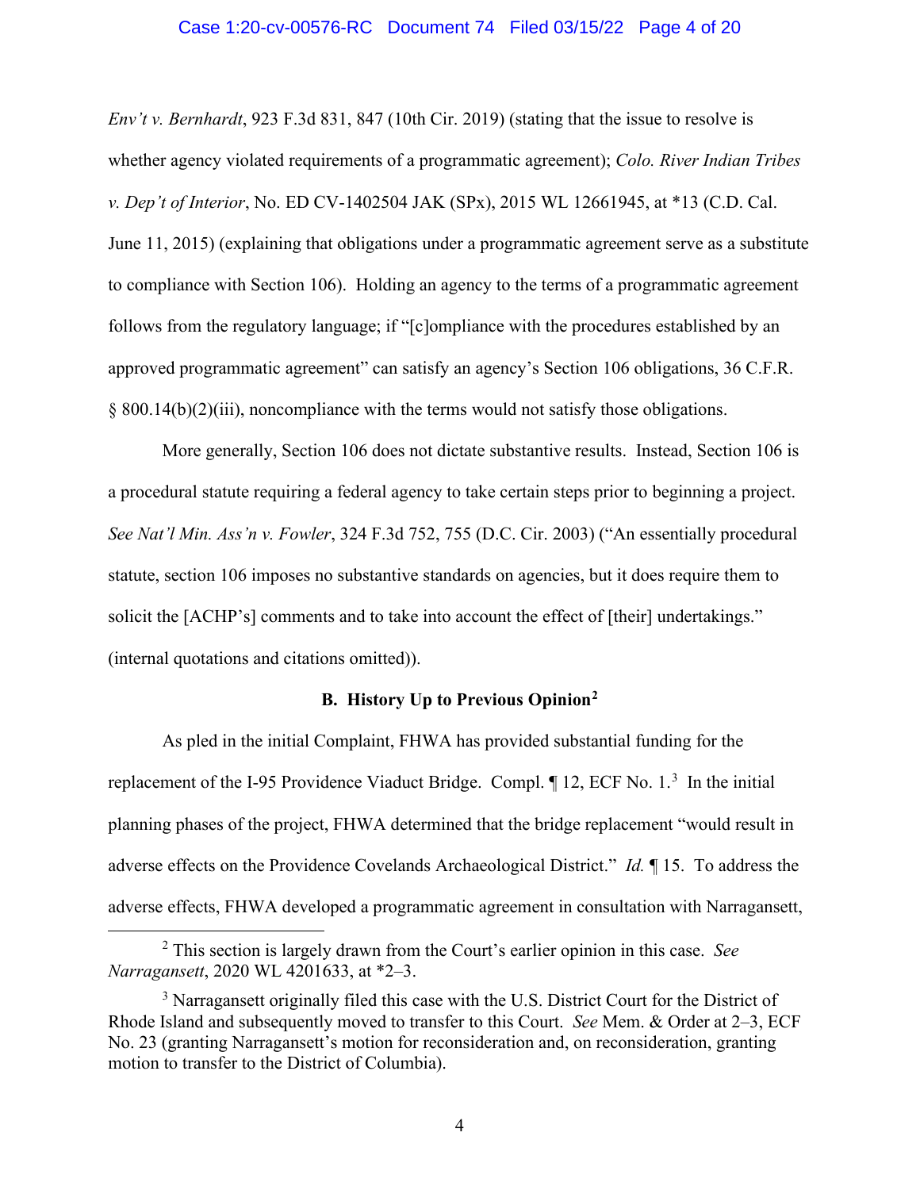*Env't v. Bernhardt*, 923 F.3d 831, 847 (10th Cir. 2019) (stating that the issue to resolve is whether agency violated requirements of a programmatic agreement); *Colo. River Indian Tribes v. Dep't of Interior*, No. ED CV-1402504 JAK (SPx), 2015 WL 12661945, at *13 (C.D. Cal. June 11, 2015) (explaining that obligations under a programmatic agreement serve as a substitute to compliance with Section 106). Holding an agency to the terms of a programmatic agreement follows from the regulatory language; if "[c]ompliance with the procedures established by an approved programmatic agreement" can satisfy an agency's Section 106 obligations, 36 C.F.R. § 800.14(b)(2)(iii), noncompliance with the terms would not satisfy those obligations.

More generally, Section 106 does not dictate substantive results. Instead, Section 106 is a procedural statute requiring a federal agency to take certain steps prior to beginning a project. *See Nat'l Min. Ass'n v. Fowler*, 324 F.3d 752, 755 (D.C. Cir. 2003) ("An essentially procedural statute, section 106 imposes no substantive standards on agencies, but it does require them to solicit the [ACHP's] comments and to take into account the effect of [their] undertakings." (internal quotations and citations omitted)).

### B. History Up to Previous Opinion[2]

As pled in the initial Complaint, FHWA has provided substantial funding for the replacement of the I-95 Providence Viaduct Bridge. Compl. ¶ 12, ECF No. 1.[3] In the initial planning phases of the project, FHWA determined that the bridge replacement "would result in adverse effects on the Providence Covelands Archaeological District." *Id.* ¶ 15. To address the adverse effects, FHWA developed a programmatic agreement in consultation with Narragansett,

[2] This section is largely drawn from the Court's earlier opinion in this case. *See Narragansett*, 2020 WL 4201633, at *2–3.

[3] Narragansett originally filed this case with the U.S. District Court for the District of Rhode Island and subsequently moved to transfer to this Court. *See* Mem. & Order at 2–3, ECF No. 23 (granting Narragansett's motion for reconsideration and, on reconsideration, granting motion to transfer to the District of Columbia).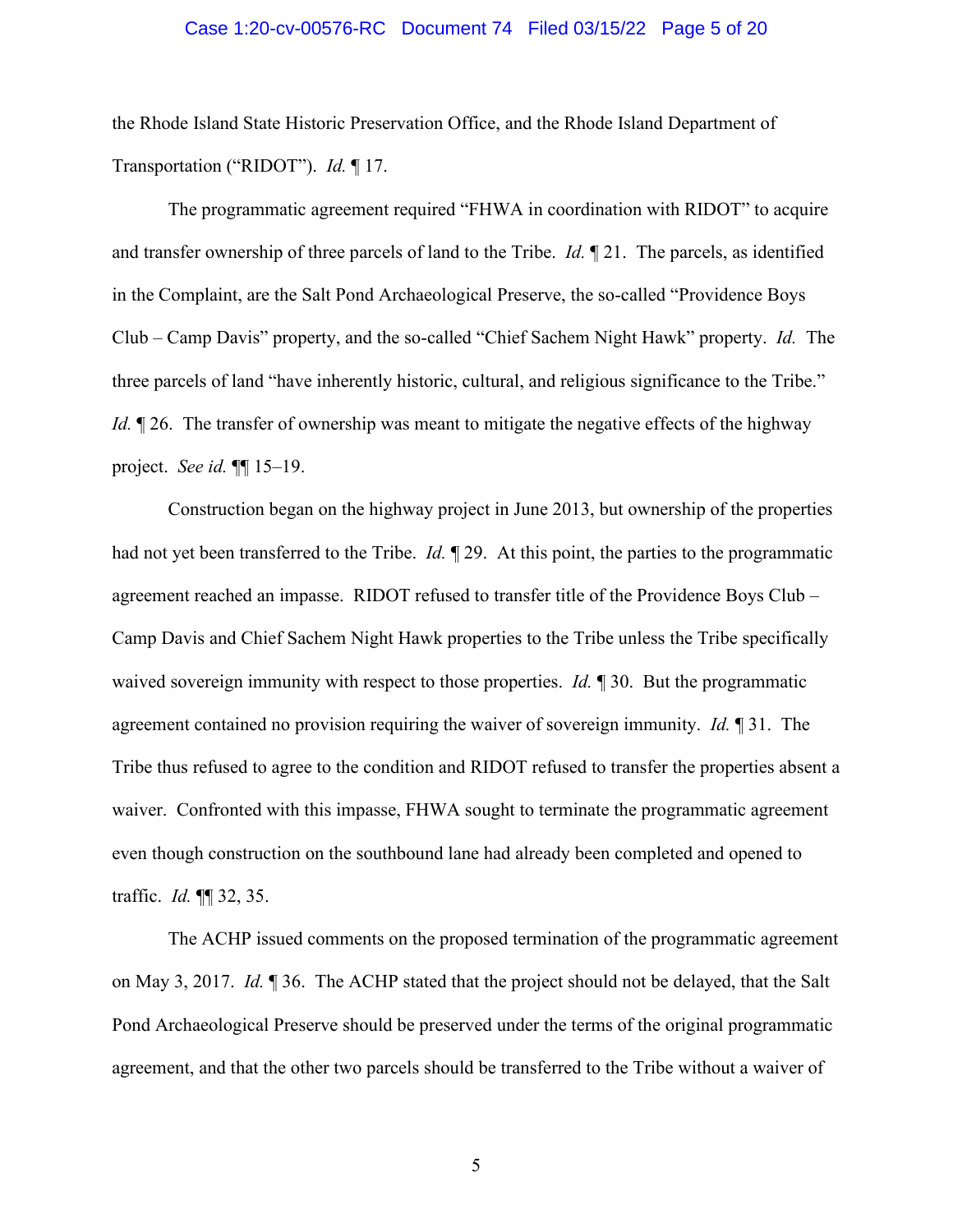the Rhode Island State Historic Preservation Office, and the Rhode Island Department of Transportation ("RIDOT"). *Id.* ¶ 17.

The programmatic agreement required "FHWA in coordination with RIDOT" to acquire and transfer ownership of three parcels of land to the Tribe. *Id.* ¶ 21. The parcels, as identified in the Complaint, are the Salt Pond Archaeological Preserve, the so-called "Providence Boys Club – Camp Davis" property, and the so-called "Chief Sachem Night Hawk" property. *Id.* The three parcels of land "have inherently historic, cultural, and religious significance to the Tribe." *Id.* ¶ 26. The transfer of ownership was meant to mitigate the negative effects of the highway project. *See id.* ¶¶ 15–19.

Construction began on the highway project in June 2013, but ownership of the properties had not yet been transferred to the Tribe. *Id.* ¶ 29. At this point, the parties to the programmatic agreement reached an impasse. RIDOT refused to transfer title of the Providence Boys Club – Camp Davis and Chief Sachem Night Hawk properties to the Tribe unless the Tribe specifically waived sovereign immunity with respect to those properties. *Id.* ¶ 30. But the programmatic agreement contained no provision requiring the waiver of sovereign immunity. *Id.* ¶ 31. The Tribe thus refused to agree to the condition and RIDOT refused to transfer the properties absent a waiver. Confronted with this impasse, FHWA sought to terminate the programmatic agreement even though construction on the southbound lane had already been completed and opened to traffic. *Id.* ¶¶ 32, 35.

The ACHP issued comments on the proposed termination of the programmatic agreement on May 3, 2017. *Id.* ¶ 36. The ACHP stated that the project should not be delayed, that the Salt Pond Archaeological Preserve should be preserved under the terms of the original programmatic agreement, and that the other two parcels should be transferred to the Tribe without a waiver of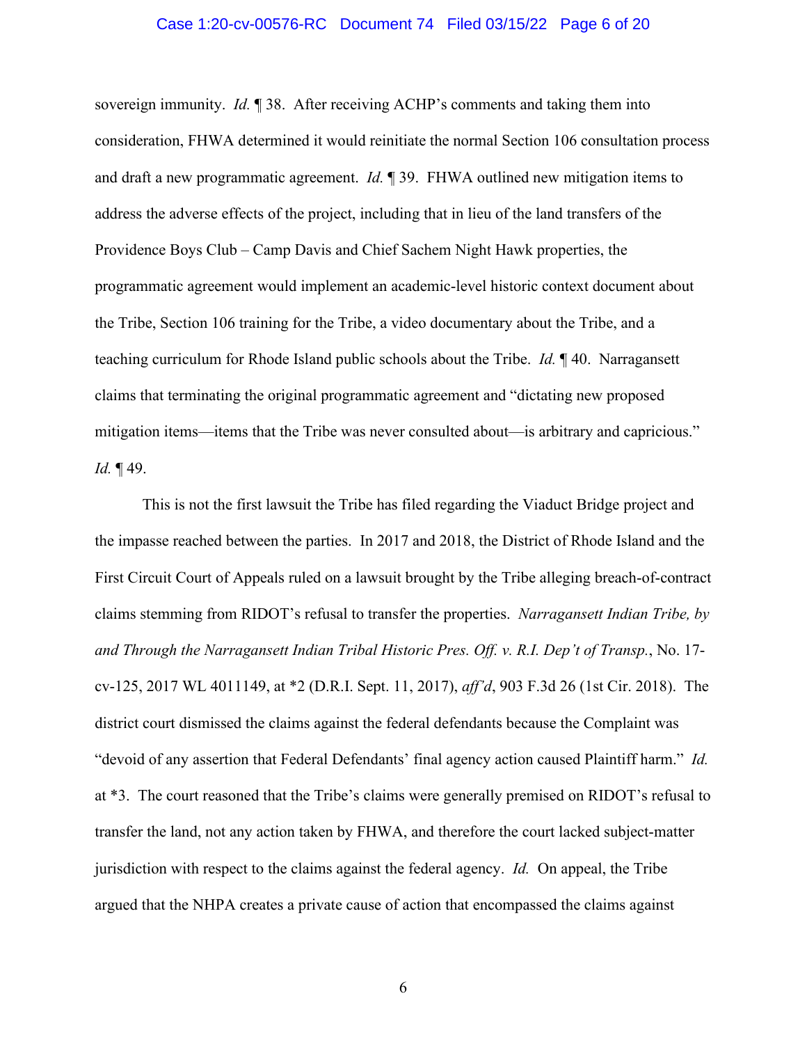sovereign immunity. *Id.* ¶ 38. After receiving ACHP's comments and taking them into consideration, FHWA determined it would reinitiate the normal Section 106 consultation process and draft a new programmatic agreement. *Id.* ¶ 39. FHWA outlined new mitigation items to address the adverse effects of the project, including that in lieu of the land transfers of the Providence Boys Club – Camp Davis and Chief Sachem Night Hawk properties, the programmatic agreement would implement an academic-level historic context document about the Tribe, Section 106 training for the Tribe, a video documentary about the Tribe, and a teaching curriculum for Rhode Island public schools about the Tribe. *Id.* ¶ 40. Narragansett claims that terminating the original programmatic agreement and "dictating new proposed mitigation items—items that the Tribe was never consulted about—is arbitrary and capricious." *Id.* ¶ 49.

This is not the first lawsuit the Tribe has filed regarding the Viaduct Bridge project and the impasse reached between the parties. In 2017 and 2018, the District of Rhode Island and the First Circuit Court of Appeals ruled on a lawsuit brought by the Tribe alleging breach-of-contract claims stemming from RIDOT's refusal to transfer the properties. *Narragansett Indian Tribe, by and Through the Narragansett Indian Tribal Historic Pres. Off. v. R.I. Dep't of Transp.*, No. 17-cv-125, 2017 WL 4011149, at *2 (D.R.I. Sept. 11, 2017), *aff'd*, 903 F.3d 26 (1st Cir. 2018). The district court dismissed the claims against the federal defendants because the Complaint was "devoid of any assertion that Federal Defendants' final agency action caused Plaintiff harm." *Id.* at *3. The court reasoned that the Tribe's claims were generally premised on RIDOT's refusal to transfer the land, not any action taken by FHWA, and therefore the court lacked subject-matter jurisdiction with respect to the claims against the federal agency. *Id.* On appeal, the Tribe argued that the NHPA creates a private cause of action that encompassed the claims against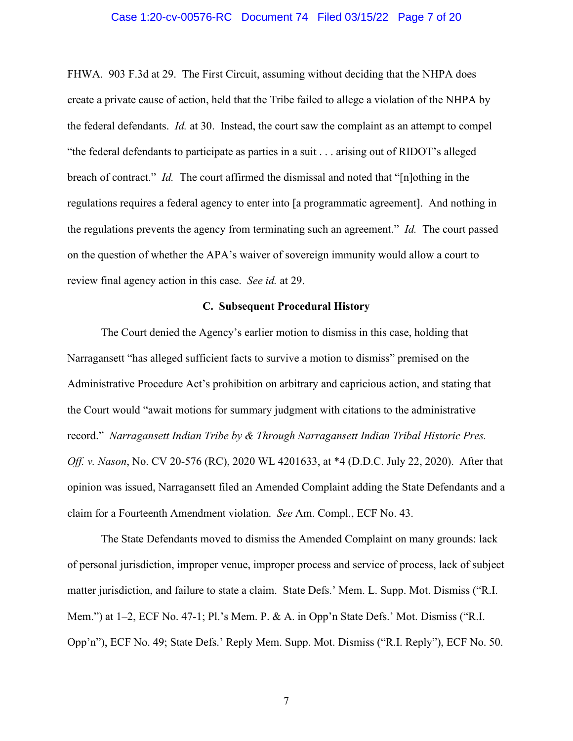FHWA. 903 F.3d at 29. The First Circuit, assuming without deciding that the NHPA does create a private cause of action, held that the Tribe failed to allege a violation of the NHPA by the federal defendants. *Id.* at 30. Instead, the court saw the complaint as an attempt to compel "the federal defendants to participate as parties in a suit . . . arising out of RIDOT's alleged breach of contract." *Id.* The court affirmed the dismissal and noted that "[n]othing in the regulations requires a federal agency to enter into [a programmatic agreement]. And nothing in the regulations prevents the agency from terminating such an agreement." *Id.* The court passed on the question of whether the APA's waiver of sovereign immunity would allow a court to review final agency action in this case. *See id.* at 29.

**C. Subsequent Procedural History**

The Court denied the Agency's earlier motion to dismiss in this case, holding that Narragansett "has alleged sufficient facts to survive a motion to dismiss" premised on the Administrative Procedure Act's prohibition on arbitrary and capricious action, and stating that the Court would "await motions for summary judgment with citations to the administrative record." *Narragansett Indian Tribe by & Through Narragansett Indian Tribal Historic Pres. Off. v. Nason*, No. CV 20-576 (RC), 2020 WL 4201633, at *4 (D.D.C. July 22, 2020). After that opinion was issued, Narragansett filed an Amended Complaint adding the State Defendants and a claim for a Fourteenth Amendment violation. *See* Am. Compl., ECF No. 43.

The State Defendants moved to dismiss the Amended Complaint on many grounds: lack of personal jurisdiction, improper venue, improper process and service of process, lack of subject matter jurisdiction, and failure to state a claim. State Defs.' Mem. L. Supp. Mot. Dismiss ("R.I. Mem.") at 1–2, ECF No. 47-1; Pl.'s Mem. P. & A. in Opp'n State Defs.' Mot. Dismiss ("R.I. Opp'n"), ECF No. 49; State Defs.' Reply Mem. Supp. Mot. Dismiss ("R.I. Reply"), ECF No. 50.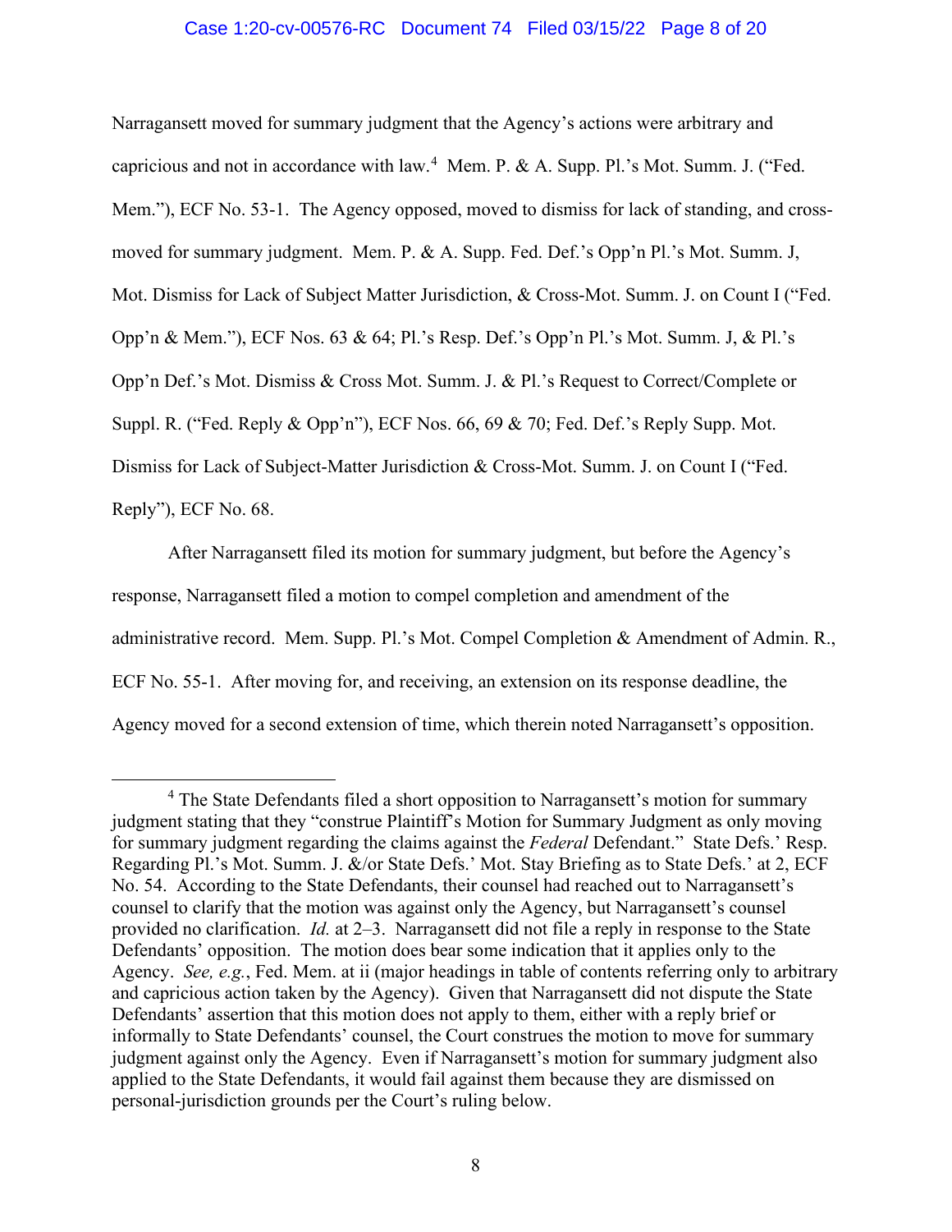Narragansett moved for summary judgment that the Agency's actions were arbitrary and capricious and not in accordance with law.[4] Mem. P. & A. Supp. Pl.'s Mot. Summ. J. ("Fed. Mem."), ECF No. 53-1. The Agency opposed, moved to dismiss for lack of standing, and cross-moved for summary judgment. Mem. P. & A. Supp. Fed. Def.'s Opp'n Pl.'s Mot. Summ. J, Mot. Dismiss for Lack of Subject Matter Jurisdiction, & Cross-Mot. Summ. J. on Count I ("Fed. Opp'n & Mem."), ECF Nos. 63 & 64; Pl.'s Resp. Def.'s Opp'n Pl.'s Mot. Summ. J, & Pl.'s Opp'n Def.'s Mot. Dismiss & Cross Mot. Summ. J. & Pl.'s Request to Correct/Complete or Suppl. R. ("Fed. Reply & Opp'n"), ECF Nos. 66, 69 & 70; Fed. Def.'s Reply Supp. Mot. Dismiss for Lack of Subject-Matter Jurisdiction & Cross-Mot. Summ. J. on Count I ("Fed. Reply"), ECF No. 68.

After Narragansett filed its motion for summary judgment, but before the Agency's response, Narragansett filed a motion to compel completion and amendment of the administrative record. Mem. Supp. Pl.'s Mot. Compel Completion & Amendment of Admin. R., ECF No. 55-1. After moving for, and receiving, an extension on its response deadline, the Agency moved for a second extension of time, which therein noted Narragansett's opposition.

---

[4] The State Defendants filed a short opposition to Narragansett's motion for summary judgment stating that they "construe Plaintiff's Motion for Summary Judgment as only moving for summary judgment regarding the claims against the *Federal* Defendant." State Defs.' Resp. Regarding Pl.'s Mot. Summ. J. &/or State Defs.' Mot. Stay Briefing as to State Defs.' at 2, ECF No. 54. According to the State Defendants, their counsel had reached out to Narragansett's counsel to clarify that the motion was against only the Agency, but Narragansett's counsel provided no clarification. *Id.* at 2–3. Narragansett did not file a reply in response to the State Defendants' opposition. The motion does bear some indication that it applies only to the Agency. *See, e.g.*, Fed. Mem. at ii (major headings in table of contents referring only to arbitrary and capricious action taken by the Agency). Given that Narragansett did not dispute the State Defendants' assertion that this motion does not apply to them, either with a reply brief or informally to State Defendants' counsel, the Court construes the motion to move for summary judgment against only the Agency. Even if Narragansett's motion for summary judgment also applied to the State Defendants, it would fail against them because they are dismissed on personal-jurisdiction grounds per the Court's ruling below.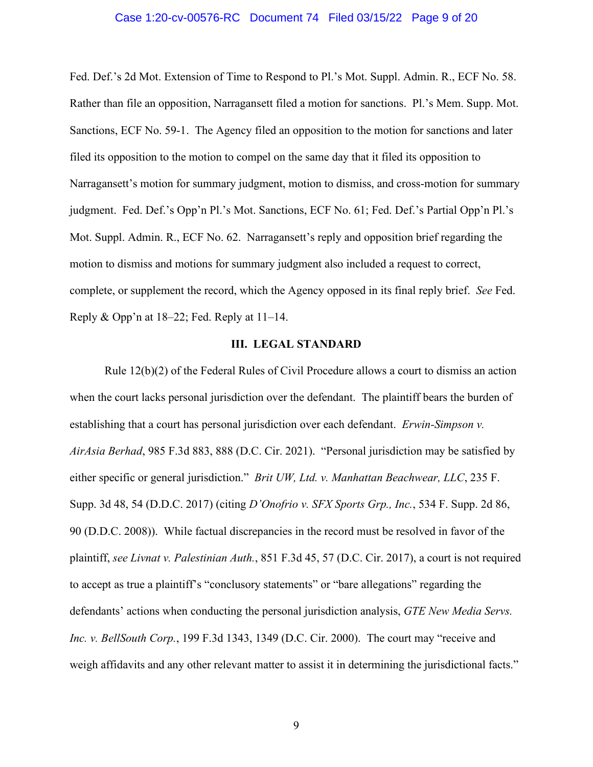Fed. Def.'s 2d Mot. Extension of Time to Respond to Pl.'s Mot. Suppl. Admin. R., ECF No. 58. Rather than file an opposition, Narragansett filed a motion for sanctions. Pl.'s Mem. Supp. Mot. Sanctions, ECF No. 59-1. The Agency filed an opposition to the motion for sanctions and later filed its opposition to the motion to compel on the same day that it filed its opposition to Narragansett's motion for summary judgment, motion to dismiss, and cross-motion for summary judgment. Fed. Def.'s Opp'n Pl.'s Mot. Sanctions, ECF No. 61; Fed. Def.'s Partial Opp'n Pl.'s Mot. Suppl. Admin. R., ECF No. 62. Narragansett's reply and opposition brief regarding the motion to dismiss and motions for summary judgment also included a request to correct, complete, or supplement the record, which the Agency opposed in its final reply brief. *See* Fed. Reply & Opp'n at 18–22; Fed. Reply at 11–14.

## III. LEGAL STANDARD

Rule 12(b)(2) of the Federal Rules of Civil Procedure allows a court to dismiss an action when the court lacks personal jurisdiction over the defendant. The plaintiff bears the burden of establishing that a court has personal jurisdiction over each defendant. *Erwin-Simpson v. AirAsia Berhad*, 985 F.3d 883, 888 (D.C. Cir. 2021). "Personal jurisdiction may be satisfied by either specific or general jurisdiction." *Brit UW, Ltd. v. Manhattan Beachwear, LLC*, 235 F. Supp. 3d 48, 54 (D.D.C. 2017) (citing *D'Onofrio v. SFX Sports Grp., Inc.*, 534 F. Supp. 2d 86, 90 (D.D.C. 2008)). While factual discrepancies in the record must be resolved in favor of the plaintiff, *see Livnat v. Palestinian Auth.*, 851 F.3d 45, 57 (D.C. Cir. 2017), a court is not required to accept as true a plaintiff's "conclusory statements" or "bare allegations" regarding the defendants' actions when conducting the personal jurisdiction analysis, *GTE New Media Servs. Inc. v. BellSouth Corp.*, 199 F.3d 1343, 1349 (D.C. Cir. 2000). The court may "receive and weigh affidavits and any other relevant matter to assist it in determining the jurisdictional facts."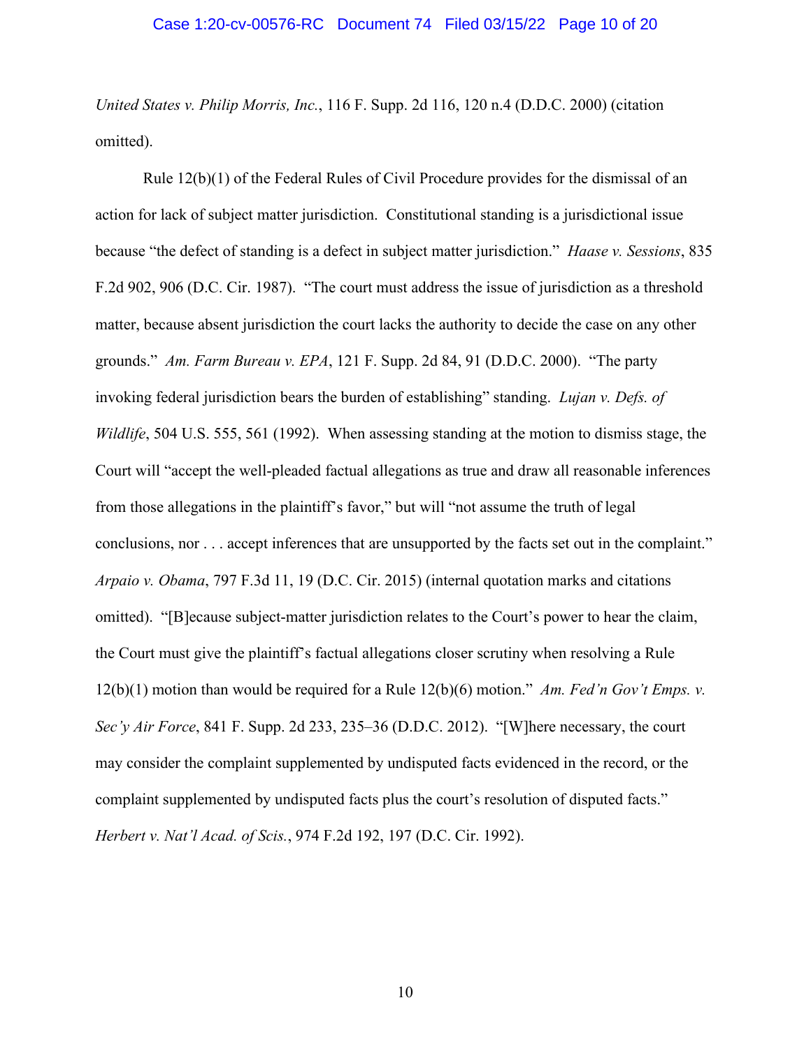*United States v. Philip Morris, Inc.*, 116 F. Supp. 2d 116, 120 n.4 (D.D.C. 2000) (citation omitted).

Rule 12(b)(1) of the Federal Rules of Civil Procedure provides for the dismissal of an action for lack of subject matter jurisdiction. Constitutional standing is a jurisdictional issue because "the defect of standing is a defect in subject matter jurisdiction." *Haase v. Sessions*, 835 F.2d 902, 906 (D.C. Cir. 1987). "The court must address the issue of jurisdiction as a threshold matter, because absent jurisdiction the court lacks the authority to decide the case on any other grounds." *Am. Farm Bureau v. EPA*, 121 F. Supp. 2d 84, 91 (D.D.C. 2000). "The party invoking federal jurisdiction bears the burden of establishing" standing. *Lujan v. Defs. of Wildlife*, 504 U.S. 555, 561 (1992). When assessing standing at the motion to dismiss stage, the Court will "accept the well-pleaded factual allegations as true and draw all reasonable inferences from those allegations in the plaintiff's favor," but will "not assume the truth of legal conclusions, nor . . . accept inferences that are unsupported by the facts set out in the complaint." *Arpaio v. Obama*, 797 F.3d 11, 19 (D.C. Cir. 2015) (internal quotation marks and citations omitted). "[B]ecause subject-matter jurisdiction relates to the Court's power to hear the claim, the Court must give the plaintiff's factual allegations closer scrutiny when resolving a Rule 12(b)(1) motion than would be required for a Rule 12(b)(6) motion." *Am. Fed'n Gov't Emps. v. Sec'y Air Force*, 841 F. Supp. 2d 233, 235–36 (D.D.C. 2012). "[W]here necessary, the court may consider the complaint supplemented by undisputed facts evidenced in the record, or the complaint supplemented by undisputed facts plus the court's resolution of disputed facts." *Herbert v. Nat'l Acad. of Scis.*, 974 F.2d 192, 197 (D.C. Cir. 1992).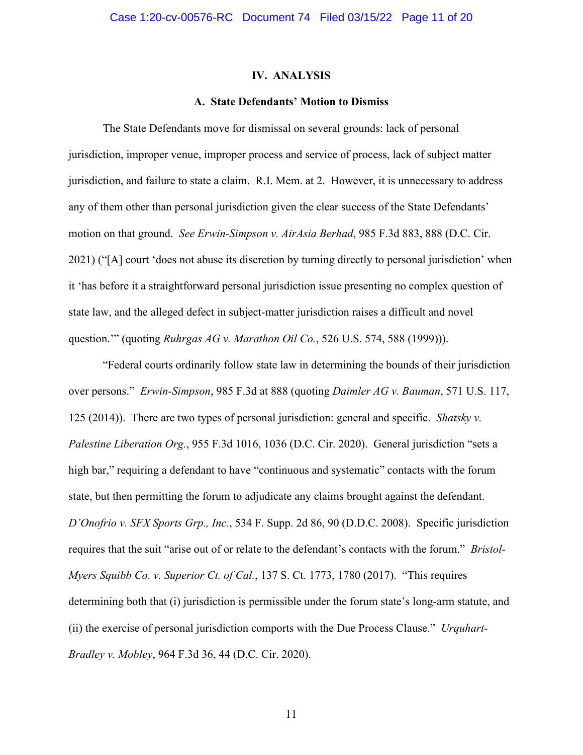## IV. ANALYSIS

### A. State Defendants' Motion to Dismiss

The State Defendants move for dismissal on several grounds: lack of personal jurisdiction, improper venue, improper process and service of process, lack of subject matter jurisdiction, and failure to state a claim. R.I. Mem. at 2. However, it is unnecessary to address any of them other than personal jurisdiction given the clear success of the State Defendants' motion on that ground. *See Erwin-Simpson v. AirAsia Berhad*, 985 F.3d 883, 888 (D.C. Cir. 2021) ("[A] court 'does not abuse its discretion by turning directly to personal jurisdiction' when it 'has before it a straightforward personal jurisdiction issue presenting no complex question of state law, and the alleged defect in subject-matter jurisdiction raises a difficult and novel question.'" (quoting *Ruhrgas AG v. Marathon Oil Co.*, 526 U.S. 574, 588 (1999))).

"Federal courts ordinarily follow state law in determining the bounds of their jurisdiction over persons." *Erwin-Simpson*, 985 F.3d at 888 (quoting *Daimler AG v. Bauman*, 571 U.S. 117, 125 (2014)). There are two types of personal jurisdiction: general and specific. *Shatsky v. Palestine Liberation Org.*, 955 F.3d 1016, 1036 (D.C. Cir. 2020). General jurisdiction "sets a high bar," requiring a defendant to have "continuous and systematic" contacts with the forum state, but then permitting the forum to adjudicate any claims brought against the defendant. *D'Onofrio v. SFX Sports Grp., Inc.*, 534 F. Supp. 2d 86, 90 (D.D.C. 2008). Specific jurisdiction requires that the suit "arise out of or relate to the defendant's contacts with the forum." *Bristol-Myers Squibb Co. v. Superior Ct. of Cal.*, 137 S. Ct. 1773, 1780 (2017). "This requires determining both that (i) jurisdiction is permissible under the forum state's long-arm statute, and (ii) the exercise of personal jurisdiction comports with the Due Process Clause." *Urquhart-Bradley v. Mobley*, 964 F.3d 36, 44 (D.C. Cir. 2020).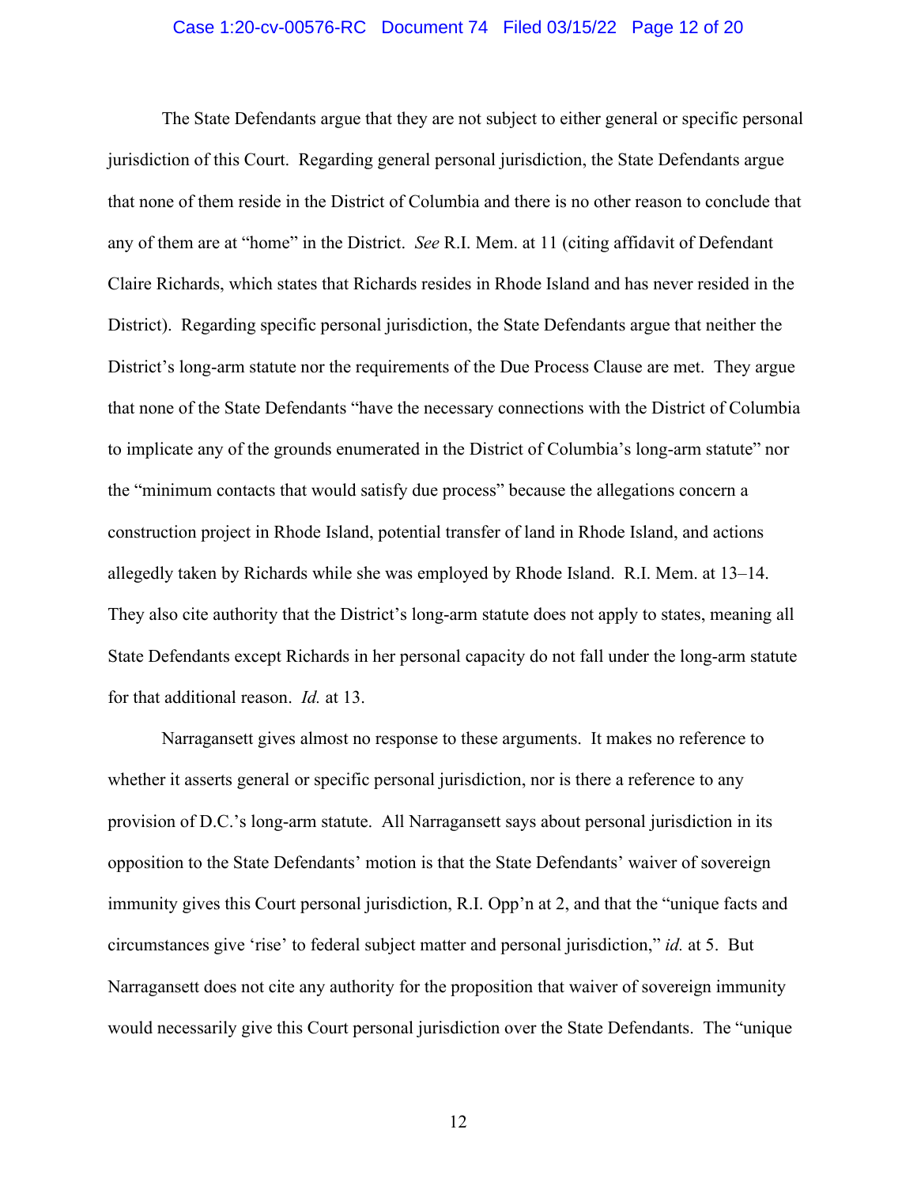The State Defendants argue that they are not subject to either general or specific personal jurisdiction of this Court. Regarding general personal jurisdiction, the State Defendants argue that none of them reside in the District of Columbia and there is no other reason to conclude that any of them are at "home" in the District. *See* R.I. Mem. at 11 (citing affidavit of Defendant Claire Richards, which states that Richards resides in Rhode Island and has never resided in the District). Regarding specific personal jurisdiction, the State Defendants argue that neither the District's long-arm statute nor the requirements of the Due Process Clause are met. They argue that none of the State Defendants "have the necessary connections with the District of Columbia to implicate any of the grounds enumerated in the District of Columbia's long-arm statute" nor the "minimum contacts that would satisfy due process" because the allegations concern a construction project in Rhode Island, potential transfer of land in Rhode Island, and actions allegedly taken by Richards while she was employed by Rhode Island. R.I. Mem. at 13–14. They also cite authority that the District's long-arm statute does not apply to states, meaning all State Defendants except Richards in her personal capacity do not fall under the long-arm statute for that additional reason. *Id.* at 13.

Narragansett gives almost no response to these arguments. It makes no reference to whether it asserts general or specific personal jurisdiction, nor is there a reference to any provision of D.C.'s long-arm statute. All Narragansett says about personal jurisdiction in its opposition to the State Defendants' motion is that the State Defendants' waiver of sovereign immunity gives this Court personal jurisdiction, R.I. Opp'n at 2, and that the "unique facts and circumstances give 'rise' to federal subject matter and personal jurisdiction," *id.* at 5. But Narragansett does not cite any authority for the proposition that waiver of sovereign immunity would necessarily give this Court personal jurisdiction over the State Defendants. The "unique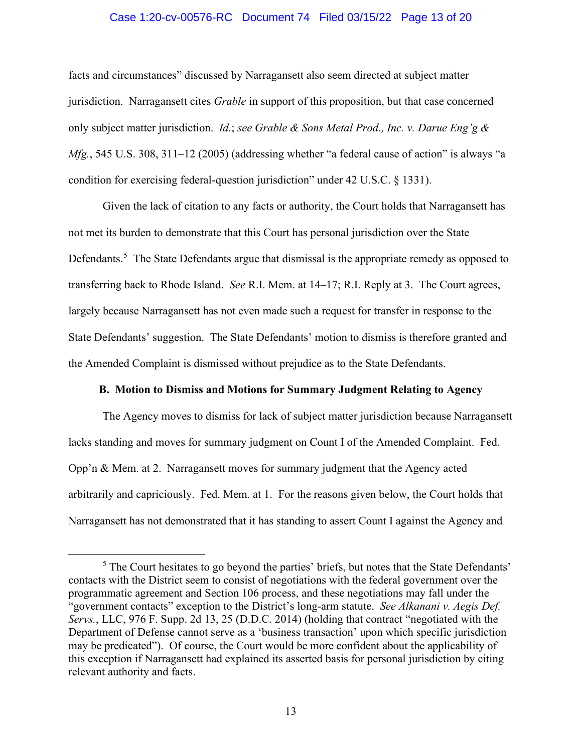facts and circumstances" discussed by Narragansett also seem directed at subject matter jurisdiction. Narragansett cites *Grable* in support of this proposition, but that case concerned only subject matter jurisdiction. *Id.*; *see Grable & Sons Metal Prod., Inc. v. Darue Eng'g & Mfg.*, 545 U.S. 308, 311–12 (2005) (addressing whether "a federal cause of action" is always "a condition for exercising federal-question jurisdiction" under 42 U.S.C. § 1331).

Given the lack of citation to any facts or authority, the Court holds that Narragansett has not met its burden to demonstrate that this Court has personal jurisdiction over the State Defendants.[5] The State Defendants argue that dismissal is the appropriate remedy as opposed to transferring back to Rhode Island. *See* R.I. Mem. at 14–17; R.I. Reply at 3. The Court agrees, largely because Narragansett has not even made such a request for transfer in response to the State Defendants' suggestion. The State Defendants' motion to dismiss is therefore granted and the Amended Complaint is dismissed without prejudice as to the State Defendants.

### B. Motion to Dismiss and Motions for Summary Judgment Relating to Agency

The Agency moves to dismiss for lack of subject matter jurisdiction because Narragansett lacks standing and moves for summary judgment on Count I of the Amended Complaint. Fed. Opp'n & Mem. at 2. Narragansett moves for summary judgment that the Agency acted arbitrarily and capriciously. Fed. Mem. at 1. For the reasons given below, the Court holds that Narragansett has not demonstrated that it has standing to assert Count I against the Agency and

[5] The Court hesitates to go beyond the parties' briefs, but notes that the State Defendants' contacts with the District seem to consist of negotiations with the federal government over the programmatic agreement and Section 106 process, and these negotiations may fall under the "government contacts" exception to the District's long-arm statute. *See Alkanani v. Aegis Def. Servs.*, LLC, 976 F. Supp. 2d 13, 25 (D.D.C. 2014) (holding that contract "negotiated with the Department of Defense cannot serve as a 'business transaction' upon which specific jurisdiction may be predicated"). Of course, the Court would be more confident about the applicability of this exception if Narragansett had explained its asserted basis for personal jurisdiction by citing relevant authority and facts.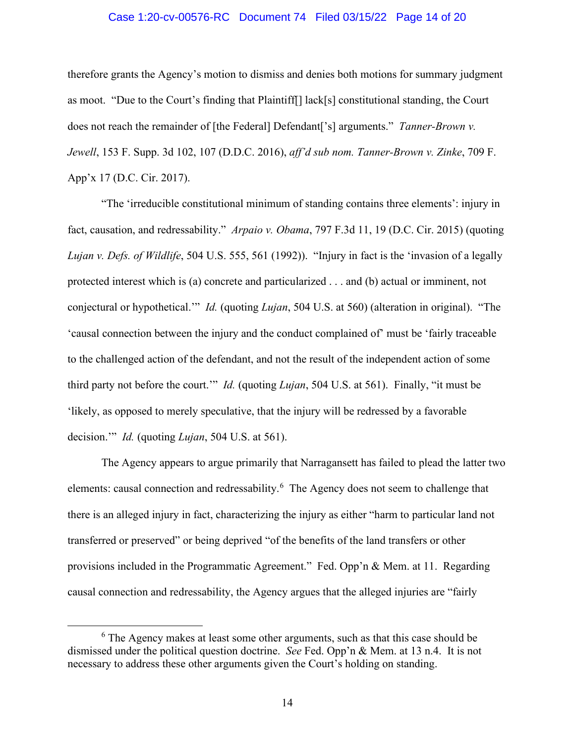therefore grants the Agency's motion to dismiss and denies both motions for summary judgment as moot. "Due to the Court's finding that Plaintiff[] lack[s] constitutional standing, the Court does not reach the remainder of [the Federal] Defendant['s] arguments." *Tanner-Brown v. Jewell*, 153 F. Supp. 3d 102, 107 (D.D.C. 2016), *aff'd sub nom. Tanner-Brown v. Zinke*, 709 F. App'x 17 (D.C. Cir. 2017).

"The 'irreducible constitutional minimum of standing contains three elements': injury in fact, causation, and redressability." *Arpaio v. Obama*, 797 F.3d 11, 19 (D.C. Cir. 2015) (quoting *Lujan v. Defs. of Wildlife*, 504 U.S. 555, 561 (1992)). "Injury in fact is the 'invasion of a legally protected interest which is (a) concrete and particularized . . . and (b) actual or imminent, not conjectural or hypothetical.'" *Id.* (quoting *Lujan*, 504 U.S. at 560) (alteration in original). "The 'causal connection between the injury and the conduct complained of' must be 'fairly traceable to the challenged action of the defendant, and not the result of the independent action of some third party not before the court.'" *Id.* (quoting *Lujan*, 504 U.S. at 561). Finally, "it must be 'likely, as opposed to merely speculative, that the injury will be redressed by a favorable decision.'" *Id.* (quoting *Lujan*, 504 U.S. at 561).

The Agency appears to argue primarily that Narragansett has failed to plead the latter two elements: causal connection and redressability.[6] The Agency does not seem to challenge that there is an alleged injury in fact, characterizing the injury as either "harm to particular land not transferred or preserved" or being deprived "of the benefits of the land transfers or other provisions included in the Programmatic Agreement." Fed. Opp'n & Mem. at 11. Regarding causal connection and redressability, the Agency argues that the alleged injuries are "fairly

---

[6] The Agency makes at least some other arguments, such as that this case should be dismissed under the political question doctrine. *See* Fed. Opp'n & Mem. at 13 n.4. It is not necessary to address these other arguments given the Court's holding on standing.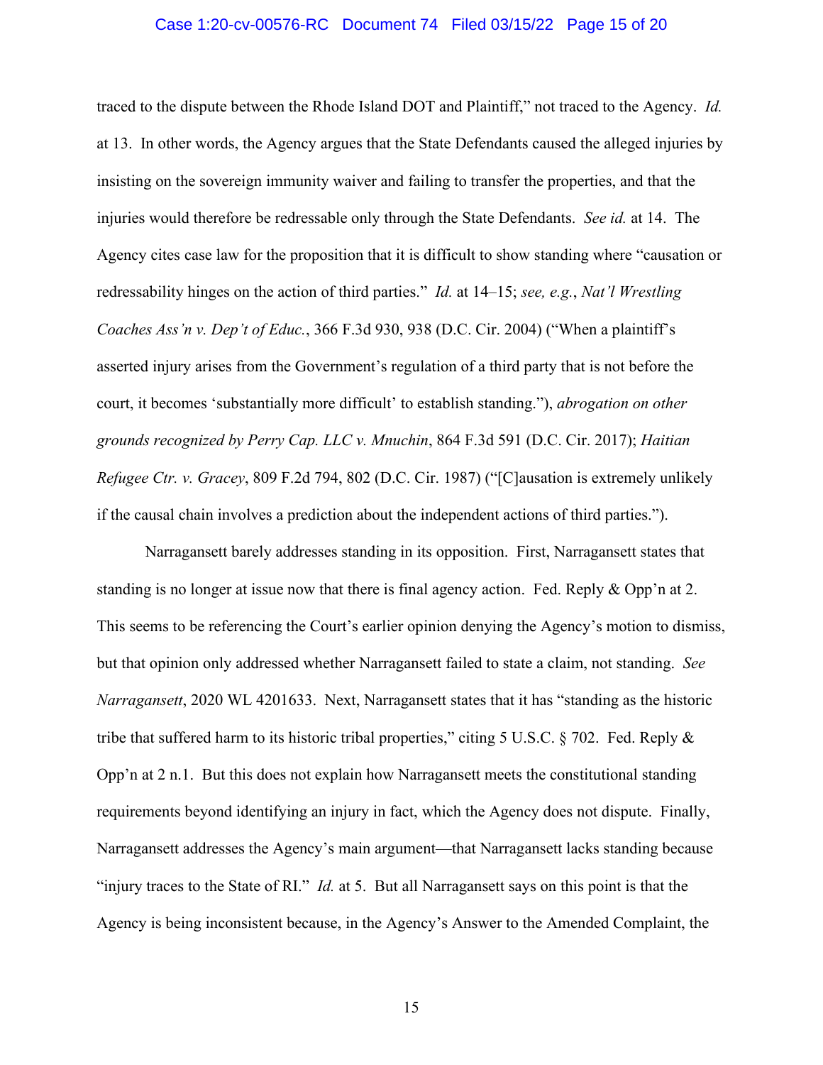traced to the dispute between the Rhode Island DOT and Plaintiff," not traced to the Agency. *Id.* at 13. In other words, the Agency argues that the State Defendants caused the alleged injuries by insisting on the sovereign immunity waiver and failing to transfer the properties, and that the injuries would therefore be redressable only through the State Defendants. *See id.* at 14. The Agency cites case law for the proposition that it is difficult to show standing where "causation or redressability hinges on the action of third parties." *Id.* at 14–15; *see, e.g.*, *Nat'l Wrestling Coaches Ass'n v. Dep't of Educ.*, 366 F.3d 930, 938 (D.C. Cir. 2004) ("When a plaintiff's asserted injury arises from the Government's regulation of a third party that is not before the court, it becomes 'substantially more difficult' to establish standing."), *abrogation on other grounds recognized by Perry Cap. LLC v. Mnuchin*, 864 F.3d 591 (D.C. Cir. 2017); *Haitian Refugee Ctr. v. Gracey*, 809 F.2d 794, 802 (D.C. Cir. 1987) ("[C]ausation is extremely unlikely if the causal chain involves a prediction about the independent actions of third parties.").

Narragansett barely addresses standing in its opposition. First, Narragansett states that standing is no longer at issue now that there is final agency action. Fed. Reply & Opp'n at 2. This seems to be referencing the Court's earlier opinion denying the Agency's motion to dismiss, but that opinion only addressed whether Narragansett failed to state a claim, not standing. *See Narragansett*, 2020 WL 4201633. Next, Narragansett states that it has "standing as the historic tribe that suffered harm to its historic tribal properties," citing 5 U.S.C. § 702. Fed. Reply & Opp'n at 2 n.1. But this does not explain how Narragansett meets the constitutional standing requirements beyond identifying an injury in fact, which the Agency does not dispute. Finally, Narragansett addresses the Agency's main argument—that Narragansett lacks standing because "injury traces to the State of RI." *Id.* at 5. But all Narragansett says on this point is that the Agency is being inconsistent because, in the Agency's Answer to the Amended Complaint, the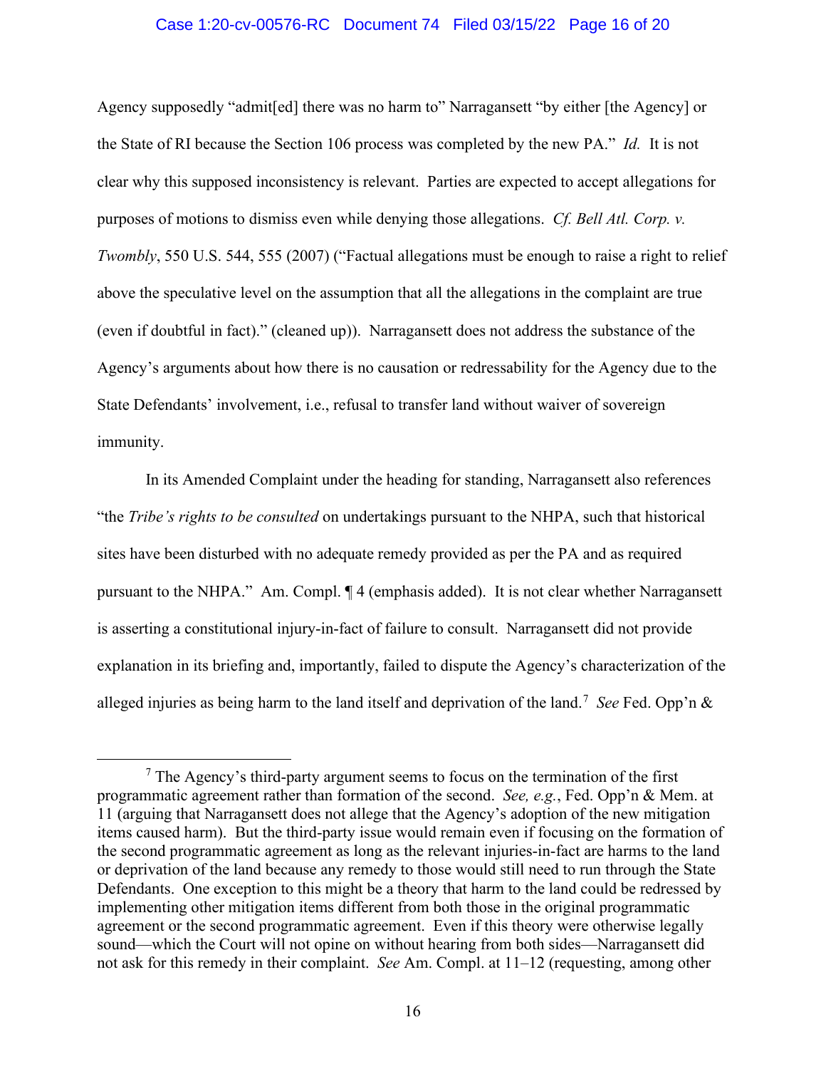Agency supposedly "admit[ed] there was no harm to" Narragansett "by either [the Agency] or the State of RI because the Section 106 process was completed by the new PA." *Id.* It is not clear why this supposed inconsistency is relevant. Parties are expected to accept allegations for purposes of motions to dismiss even while denying those allegations. *Cf. Bell Atl. Corp. v. Twombly*, 550 U.S. 544, 555 (2007) ("Factual allegations must be enough to raise a right to relief above the speculative level on the assumption that all the allegations in the complaint are true (even if doubtful in fact)." (cleaned up)). Narragansett does not address the substance of the Agency's arguments about how there is no causation or redressability for the Agency due to the State Defendants' involvement, i.e., refusal to transfer land without waiver of sovereign immunity.

In its Amended Complaint under the heading for standing, Narragansett also references "the *Tribe's rights to be consulted* on undertakings pursuant to the NHPA, such that historical sites have been disturbed with no adequate remedy provided as per the PA and as required pursuant to the NHPA." Am. Compl. ¶ 4 (emphasis added). It is not clear whether Narragansett is asserting a constitutional injury-in-fact of failure to consult. Narragansett did not provide explanation in its briefing and, importantly, failed to dispute the Agency's characterization of the alleged injuries as being harm to the land itself and deprivation of the land.[7] *See* Fed. Opp'n &

[7] The Agency's third-party argument seems to focus on the termination of the first programmatic agreement rather than formation of the second. *See, e.g.*, Fed. Opp'n & Mem. at 11 (arguing that Narragansett does not allege that the Agency's adoption of the new mitigation items caused harm). But the third-party issue would remain even if focusing on the formation of the second programmatic agreement as long as the relevant injuries-in-fact are harms to the land or deprivation of the land because any remedy to those would still need to run through the State Defendants. One exception to this might be a theory that harm to the land could be redressed by implementing other mitigation items different from both those in the original programmatic agreement or the second programmatic agreement. Even if this theory were otherwise legally sound—which the Court will not opine on without hearing from both sides—Narragansett did not ask for this remedy in their complaint. *See* Am. Compl. at 11–12 (requesting, among other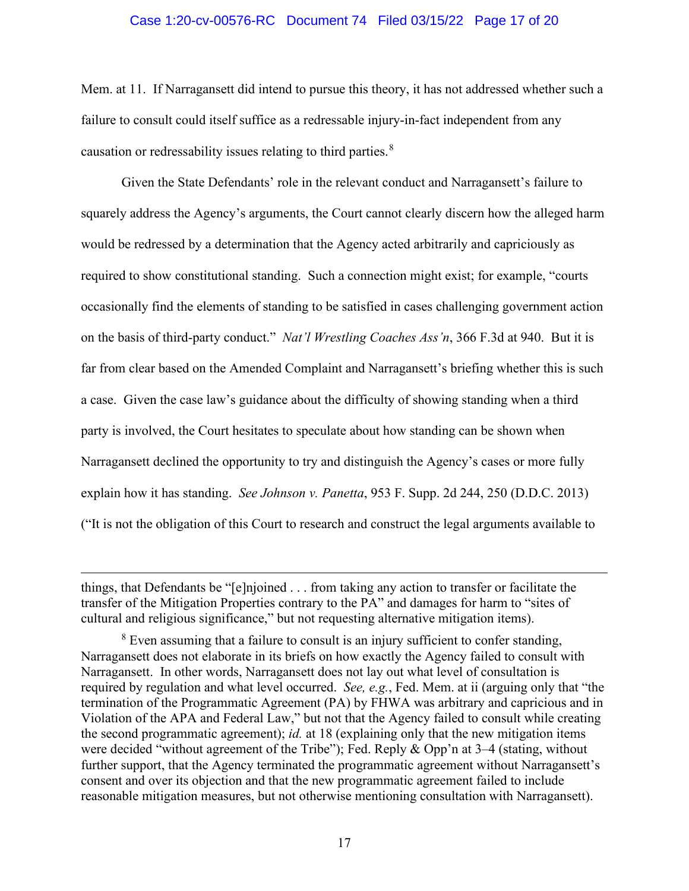Mem. at 11. If Narragansett did intend to pursue this theory, it has not addressed whether such a failure to consult could itself suffice as a redressable injury-in-fact independent from any causation or redressability issues relating to third parties.[8]

Given the State Defendants' role in the relevant conduct and Narragansett's failure to squarely address the Agency's arguments, the Court cannot clearly discern how the alleged harm would be redressed by a determination that the Agency acted arbitrarily and capriciously as required to show constitutional standing. Such a connection might exist; for example, "courts occasionally find the elements of standing to be satisfied in cases challenging government action on the basis of third-party conduct." *Nat'l Wrestling Coaches Ass'n*, 366 F.3d at 940. But it is far from clear based on the Amended Complaint and Narragansett's briefing whether this is such a case. Given the case law's guidance about the difficulty of showing standing when a third party is involved, the Court hesitates to speculate about how standing can be shown when Narragansett declined the opportunity to try and distinguish the Agency's cases or more fully explain how it has standing. *See Johnson v. Panetta*, 953 F. Supp. 2d 244, 250 (D.D.C. 2013) ("It is not the obligation of this Court to research and construct the legal arguments available to

---

things, that Defendants be "[e]njoined . . . from taking any action to transfer or facilitate the transfer of the Mitigation Properties contrary to the PA" and damages for harm to "sites of cultural and religious significance," but not requesting alternative mitigation items).

[8] Even assuming that a failure to consult is an injury sufficient to confer standing, Narragansett does not elaborate in its briefs on how exactly the Agency failed to consult with Narragansett. In other words, Narragansett does not lay out what level of consultation is required by regulation and what level occurred. *See, e.g.*, Fed. Mem. at ii (arguing only that "the termination of the Programmatic Agreement (PA) by FHWA was arbitrary and capricious and in Violation of the APA and Federal Law," but not that the Agency failed to consult while creating the second programmatic agreement); *id.* at 18 (explaining only that the new mitigation items were decided "without agreement of the Tribe"); Fed. Reply & Opp'n at 3–4 (stating, without further support, that the Agency terminated the programmatic agreement without Narragansett's consent and over its objection and that the new programmatic agreement failed to include reasonable mitigation measures, but not otherwise mentioning consultation with Narragansett).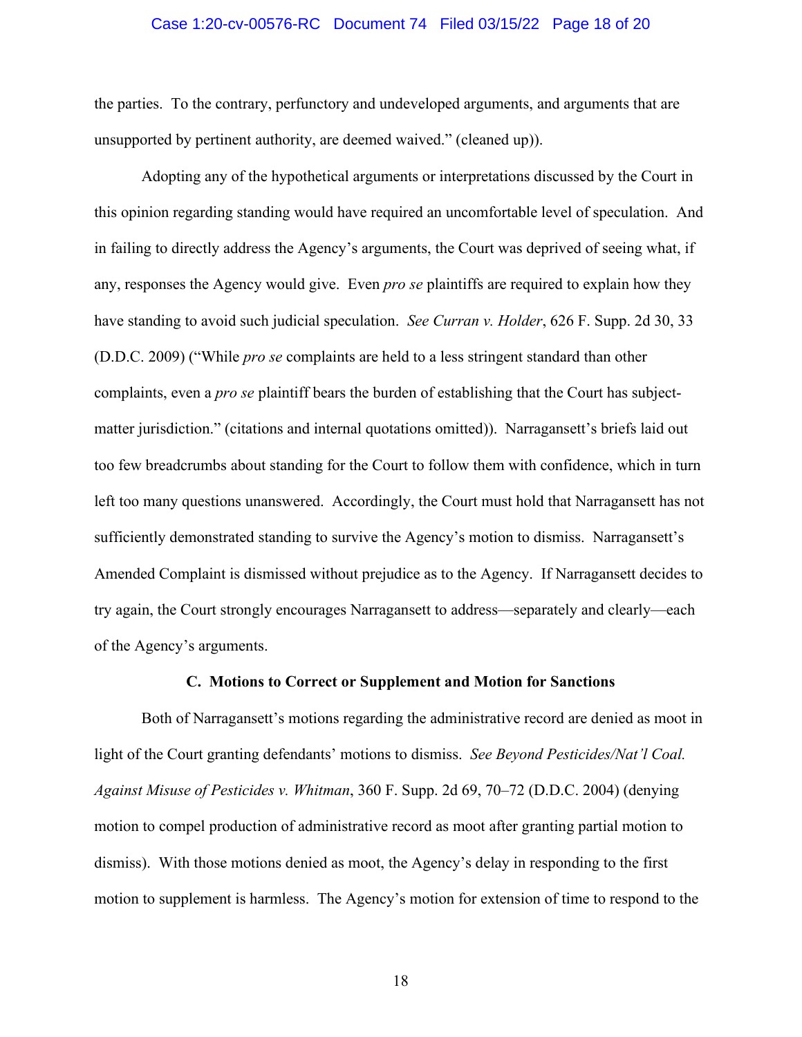the parties. To the contrary, perfunctory and undeveloped arguments, and arguments that are unsupported by pertinent authority, are deemed waived." (cleaned up)).

Adopting any of the hypothetical arguments or interpretations discussed by the Court in this opinion regarding standing would have required an uncomfortable level of speculation. And in failing to directly address the Agency's arguments, the Court was deprived of seeing what, if any, responses the Agency would give. Even *pro se* plaintiffs are required to explain how they have standing to avoid such judicial speculation. *See Curran v. Holder*, 626 F. Supp. 2d 30, 33 (D.D.C. 2009) ("While *pro se* complaints are held to a less stringent standard than other complaints, even a *pro se* plaintiff bears the burden of establishing that the Court has subject-matter jurisdiction." (citations and internal quotations omitted)). Narragansett's briefs laid out too few breadcrumbs about standing for the Court to follow them with confidence, which in turn left too many questions unanswered. Accordingly, the Court must hold that Narragansett has not sufficiently demonstrated standing to survive the Agency's motion to dismiss. Narragansett's Amended Complaint is dismissed without prejudice as to the Agency. If Narragansett decides to try again, the Court strongly encourages Narragansett to address—separately and clearly—each of the Agency's arguments.

### C. Motions to Correct or Supplement and Motion for Sanctions

Both of Narragansett's motions regarding the administrative record are denied as moot in light of the Court granting defendants' motions to dismiss. *See Beyond Pesticides/Nat'l Coal. Against Misuse of Pesticides v. Whitman*, 360 F. Supp. 2d 69, 70–72 (D.D.C. 2004) (denying motion to compel production of administrative record as moot after granting partial motion to dismiss). With those motions denied as moot, the Agency's delay in responding to the first motion to supplement is harmless. The Agency's motion for extension of time to respond to the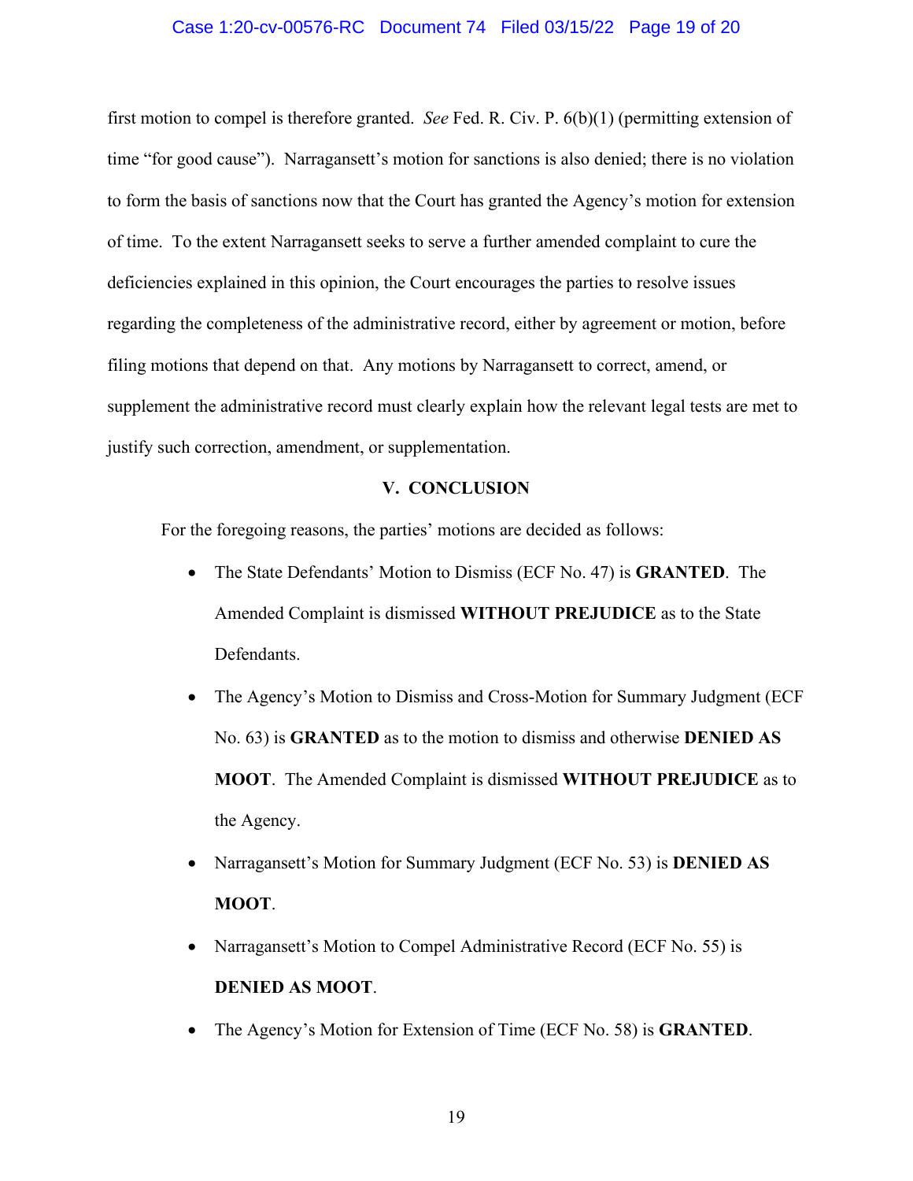first motion to compel is therefore granted. *See* Fed. R. Civ. P. 6(b)(1) (permitting extension of time "for good cause"). Narragansett's motion for sanctions is also denied; there is no violation to form the basis of sanctions now that the Court has granted the Agency's motion for extension of time. To the extent Narragansett seeks to serve a further amended complaint to cure the deficiencies explained in this opinion, the Court encourages the parties to resolve issues regarding the completeness of the administrative record, either by agreement or motion, before filing motions that depend on that. Any motions by Narragansett to correct, amend, or supplement the administrative record must clearly explain how the relevant legal tests are met to justify such correction, amendment, or supplementation.

## V. CONCLUSION

For the foregoing reasons, the parties' motions are decided as follows:

- The State Defendants' Motion to Dismiss (ECF No. 47) is **GRANTED**. The Amended Complaint is dismissed **WITHOUT PREJUDICE** as to the State Defendants.
- The Agency's Motion to Dismiss and Cross-Motion for Summary Judgment (ECF No. 63) is **GRANTED** as to the motion to dismiss and otherwise **DENIED AS MOOT**. The Amended Complaint is dismissed **WITHOUT PREJUDICE** as to the Agency.
- Narragansett's Motion for Summary Judgment (ECF No. 53) is **DENIED AS MOOT**.
- Narragansett's Motion to Compel Administrative Record (ECF No. 55) is **DENIED AS MOOT**.
- The Agency's Motion for Extension of Time (ECF No. 58) is **GRANTED**.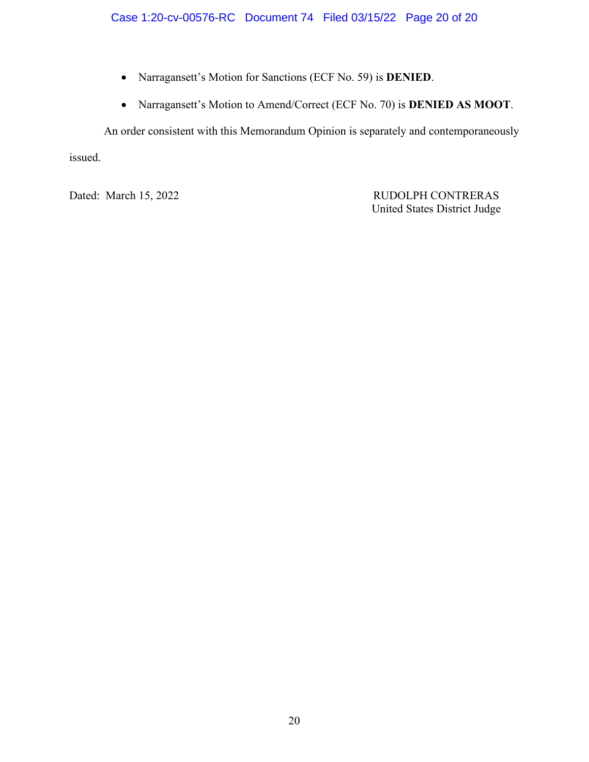- Narragansett's Motion for Sanctions (ECF No. 59) is **DENIED**.
- Narragansett's Motion to Amend/Correct (ECF No. 70) is **DENIED AS MOOT**.

An order consistent with this Memorandum Opinion is separately and contemporaneously issued.

Dated: March 15, 2022

RUDOLPH CONTRERAS
United States District Judge